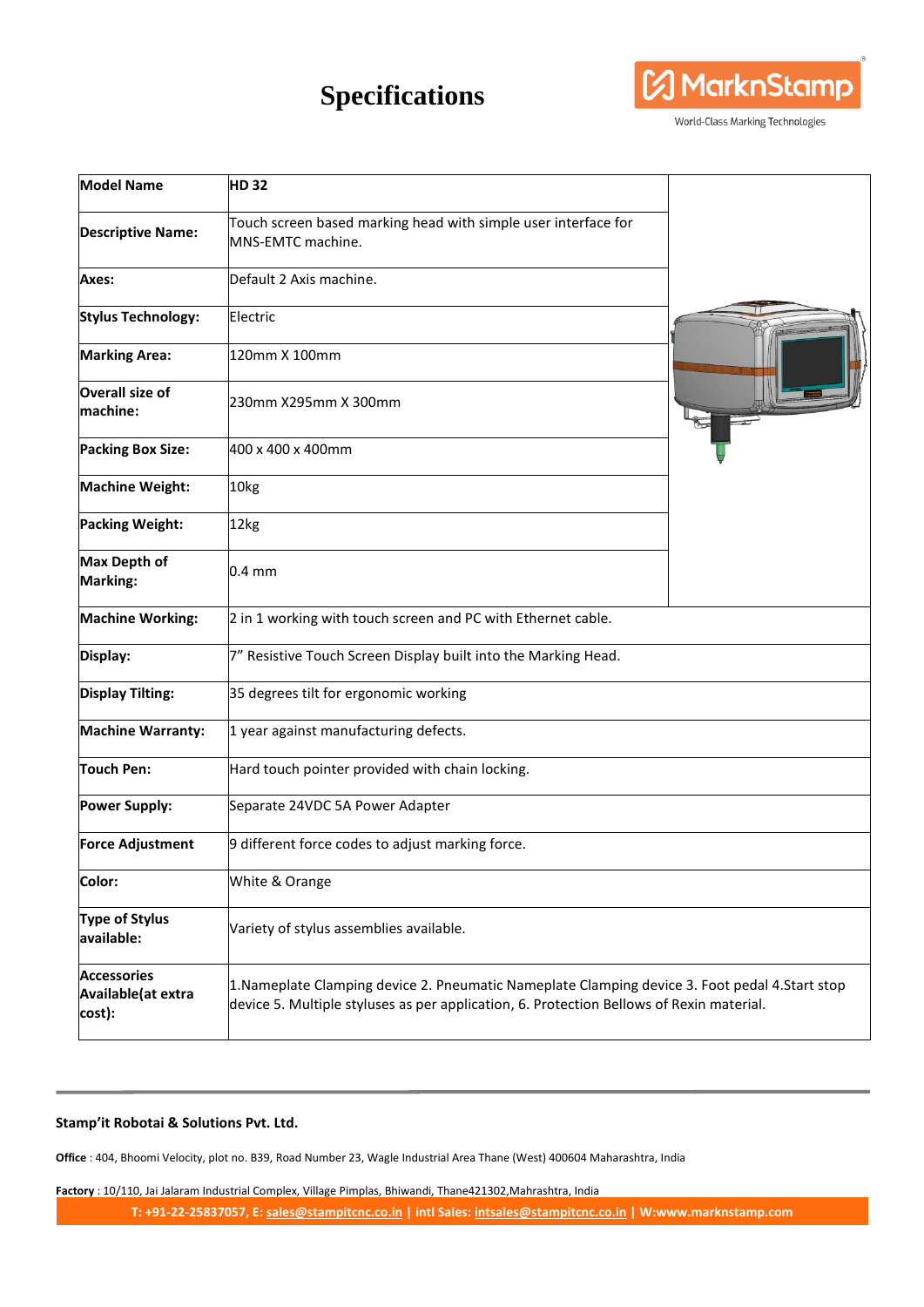# Specifications

MarknStamp®

World-Class Marking Technologies

| | |
|---|---|
| **Model Name** | **HD 32** |
| **Descriptive Name:** | Touch screen based marking head with simple user interface for MNS-EMTC machine. |
| **Axes:** | Default 2 Axis machine. |
| **Stylus Technology:** | Electric |
| **Marking Area:** | 120mm X 100mm |
| **Overall size of machine:** | 230mm X295mm X 300mm |
| **Packing Box Size:** | 400 x 400 x 400mm |
| **Machine Weight:** | 10kg |
| **Packing Weight:** | 12kg |
| **Max Depth of Marking:** | 0.4 mm |
| **Machine Working:** | 2 in 1 working with touch screen and PC with Ethernet cable. |
| **Display:** | 7" Resistive Touch Screen Display built into the Marking Head. |
| **Display Tilting:** | 35 degrees tilt for ergonomic working |
| **Machine Warranty:** | 1 year against manufacturing defects. |
| **Touch Pen:** | Hard touch pointer provided with chain locking. |
| **Power Supply:** | Separate 24VDC 5A Power Adapter |
| **Force Adjustment** | 9 different force codes to adjust marking force. |
| **Color:** | White & Orange |
| **Type of Stylus available:** | Variety of stylus assemblies available. |
| **Accessories Available(at extra cost):** | 1.Nameplate Clamping device 2. Pneumatic Nameplate Clamping device 3. Foot pedal 4.Start stop device 5. Multiple styluses as per application, 6. Protection Bellows of Rexin material. |

**Stamp'it Robotai & Solutions Pvt. Ltd.**

**Office** : 404, Bhoomi Velocity, plot no. B39, Road Number 23, Wagle Industrial Area Thane (West) 400604 Maharashtra, India

**Factory** : 10/110, Jai Jalaram Industrial Complex, Village Pimplas, Bhiwandi, Thane421302,Mahrashtra, India

**T: +91-22-25837057, E: sales@stampitcnc.co.in | intl Sales: intsales@stampitcnc.co.in | W:www.marknstamp.com**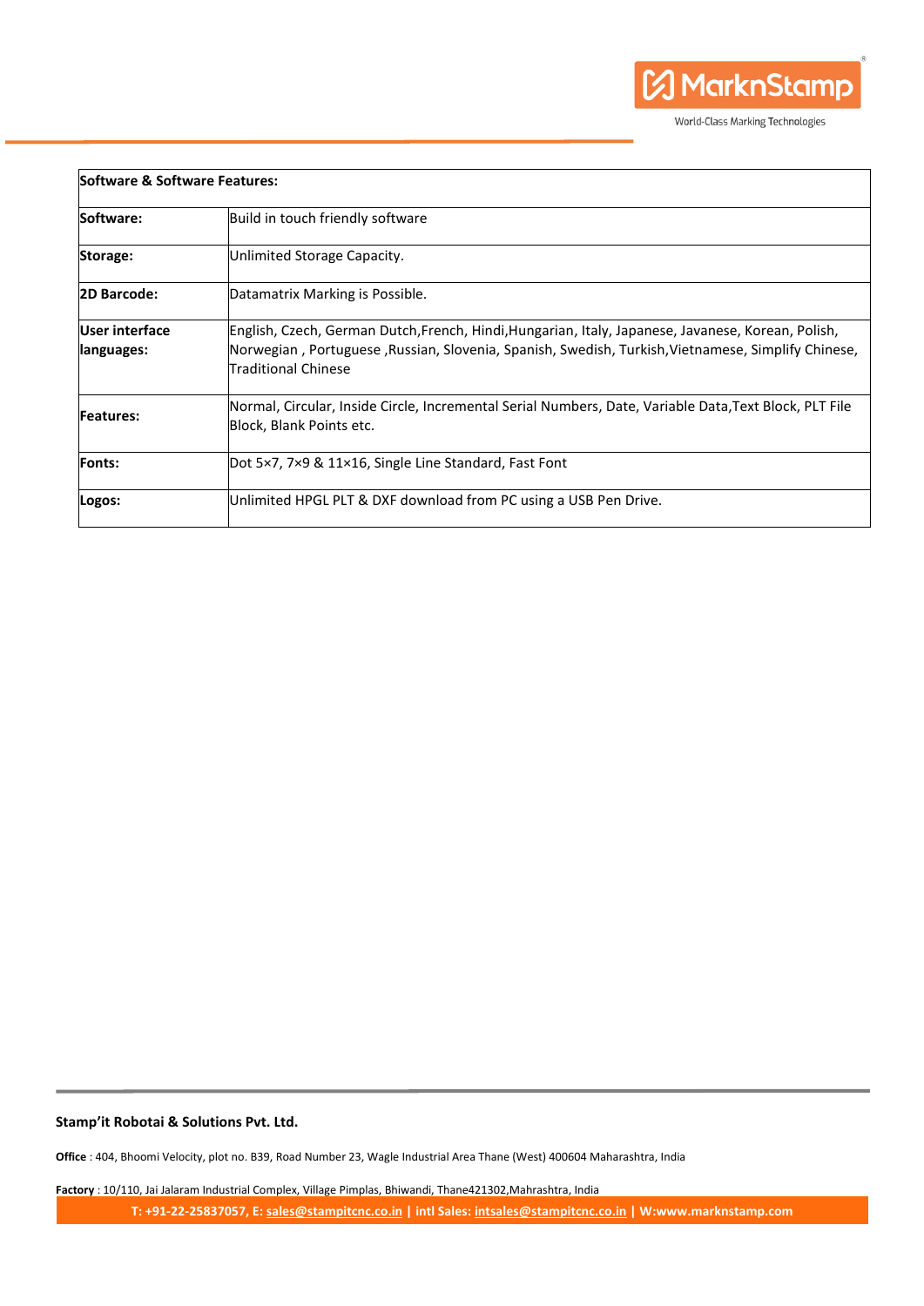| Software & Software Features: | |
|---|---|
| **Software:** | Build in touch friendly software |
| **Storage:** | Unlimited Storage Capacity. |
| **2D Barcode:** | Datamatrix Marking is Possible. |
| **User interface languages:** | English, Czech, German Dutch,French, Hindi,Hungarian, Italy, Japanese, Javanese, Korean, Polish, Norwegian , Portuguese ,Russian, Slovenia, Spanish, Swedish, Turkish,Vietnamese, Simplify Chinese, Traditional Chinese |
| **Features:** | Normal, Circular, Inside Circle, Incremental Serial Numbers, Date, Variable Data,Text Block, PLT File Block, Blank Points etc. |
| **Fonts:** | Dot 5×7, 7×9 & 11×16, Single Line Standard, Fast Font |
| **Logos:** | Unlimited HPGL PLT & DXF download from PC using a USB Pen Drive. |